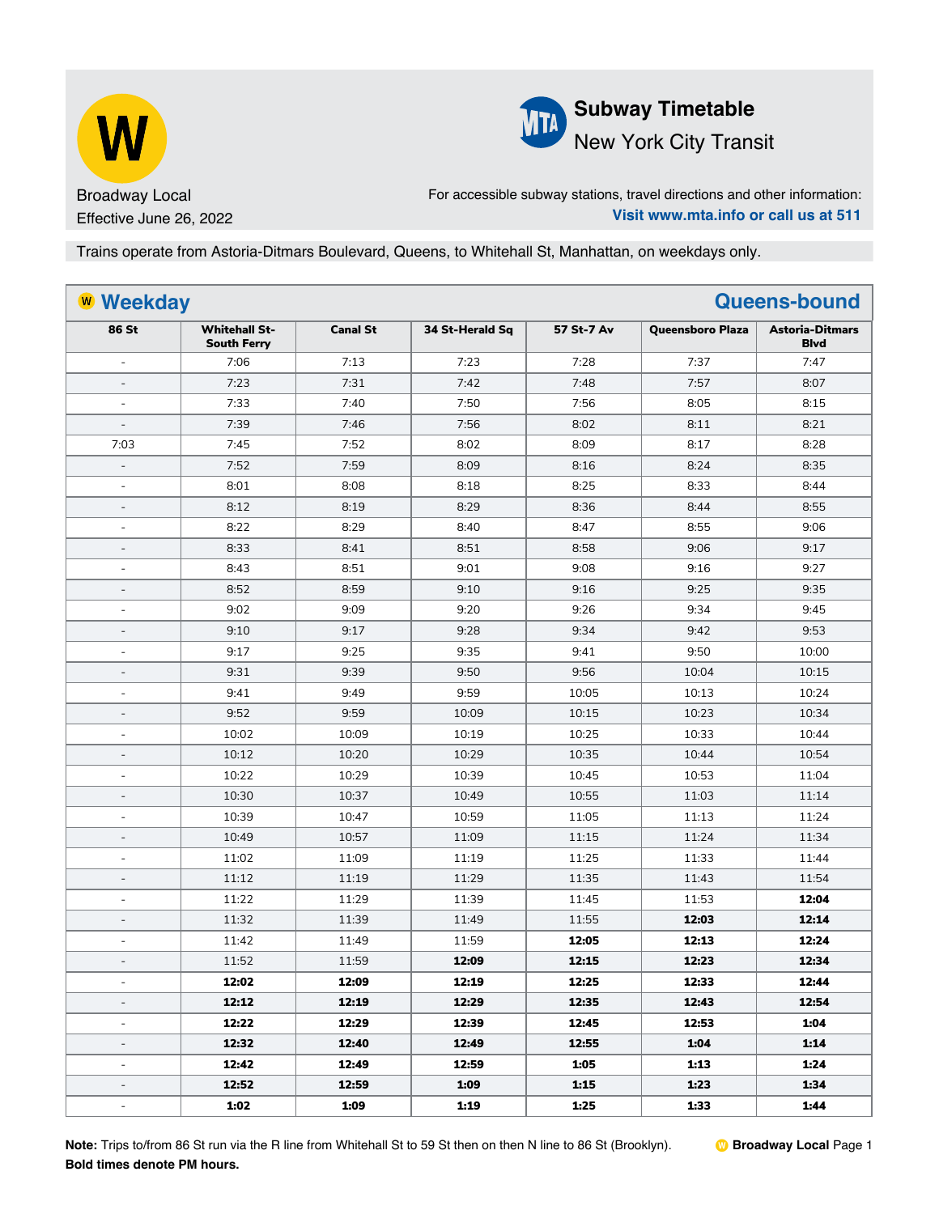W

Broadway Local

Effective June 26, 2022

# Subway Timetable

New York City Transit

For accessible subway stations, travel directions and other information:
**Visit www.mta.info or call us at 511**

Trains operate from Astoria-Ditmars Boulevard, Queens, to Whitehall St, Manhattan, on weekdays only.

## Weekday — Queens-bound

| 86 St | Whitehall St-South Ferry | Canal St | 34 St-Herald Sq | 57 St-7 Av | Queensboro Plaza | Astoria-Ditmars Blvd |
|---|---|---|---|---|---|---|
| - | 7:06 | 7:13 | 7:23 | 7:28 | 7:37 | 7:47 |
| - | 7:23 | 7:31 | 7:42 | 7:48 | 7:57 | 8:07 |
| - | 7:33 | 7:40 | 7:50 | 7:56 | 8:05 | 8:15 |
| - | 7:39 | 7:46 | 7:56 | 8:02 | 8:11 | 8:21 |
| 7:03 | 7:45 | 7:52 | 8:02 | 8:09 | 8:17 | 8:28 |
| - | 7:52 | 7:59 | 8:09 | 8:16 | 8:24 | 8:35 |
| - | 8:01 | 8:08 | 8:18 | 8:25 | 8:33 | 8:44 |
| - | 8:12 | 8:19 | 8:29 | 8:36 | 8:44 | 8:55 |
| - | 8:22 | 8:29 | 8:40 | 8:47 | 8:55 | 9:06 |
| - | 8:33 | 8:41 | 8:51 | 8:58 | 9:06 | 9:17 |
| - | 8:43 | 8:51 | 9:01 | 9:08 | 9:16 | 9:27 |
| - | 8:52 | 8:59 | 9:10 | 9:16 | 9:25 | 9:35 |
| - | 9:02 | 9:09 | 9:20 | 9:26 | 9:34 | 9:45 |
| - | 9:10 | 9:17 | 9:28 | 9:34 | 9:42 | 9:53 |
| - | 9:17 | 9:25 | 9:35 | 9:41 | 9:50 | 10:00 |
| - | 9:31 | 9:39 | 9:50 | 9:56 | 10:04 | 10:15 |
| - | 9:41 | 9:49 | 9:59 | 10:05 | 10:13 | 10:24 |
| - | 9:52 | 9:59 | 10:09 | 10:15 | 10:23 | 10:34 |
| - | 10:02 | 10:09 | 10:19 | 10:25 | 10:33 | 10:44 |
| - | 10:12 | 10:20 | 10:29 | 10:35 | 10:44 | 10:54 |
| - | 10:22 | 10:29 | 10:39 | 10:45 | 10:53 | 11:04 |
| - | 10:30 | 10:37 | 10:49 | 10:55 | 11:03 | 11:14 |
| - | 10:39 | 10:47 | 10:59 | 11:05 | 11:13 | 11:24 |
| - | 10:49 | 10:57 | 11:09 | 11:15 | 11:24 | 11:34 |
| - | 11:02 | 11:09 | 11:19 | 11:25 | 11:33 | 11:44 |
| - | 11:12 | 11:19 | 11:29 | 11:35 | 11:43 | 11:54 |
| - | 11:22 | 11:29 | 11:39 | 11:45 | 11:53 | **12:04** |
| - | 11:32 | 11:39 | 11:49 | 11:55 | **12:03** | **12:14** |
| - | 11:42 | 11:49 | 11:59 | **12:05** | **12:13** | **12:24** |
| - | 11:52 | 11:59 | **12:09** | **12:15** | **12:23** | **12:34** |
| - | **12:02** | **12:09** | **12:19** | **12:25** | **12:33** | **12:44** |
| - | **12:12** | **12:19** | **12:29** | **12:35** | **12:43** | **12:54** |
| - | **12:22** | **12:29** | **12:39** | **12:45** | **12:53** | **1:04** |
| - | **12:32** | **12:40** | **12:49** | **12:55** | **1:04** | **1:14** |
| - | **12:42** | **12:49** | **12:59** | **1:05** | **1:13** | **1:24** |
| - | **12:52** | **12:59** | **1:09** | **1:15** | **1:23** | **1:34** |
| - | **1:02** | **1:09** | **1:19** | **1:25** | **1:33** | **1:44** |

**Note:** Trips to/from 86 St run via the R line from Whitehall St to 59 St then on then N line to 86 St (Brooklyn).
**Bold times denote PM hours.**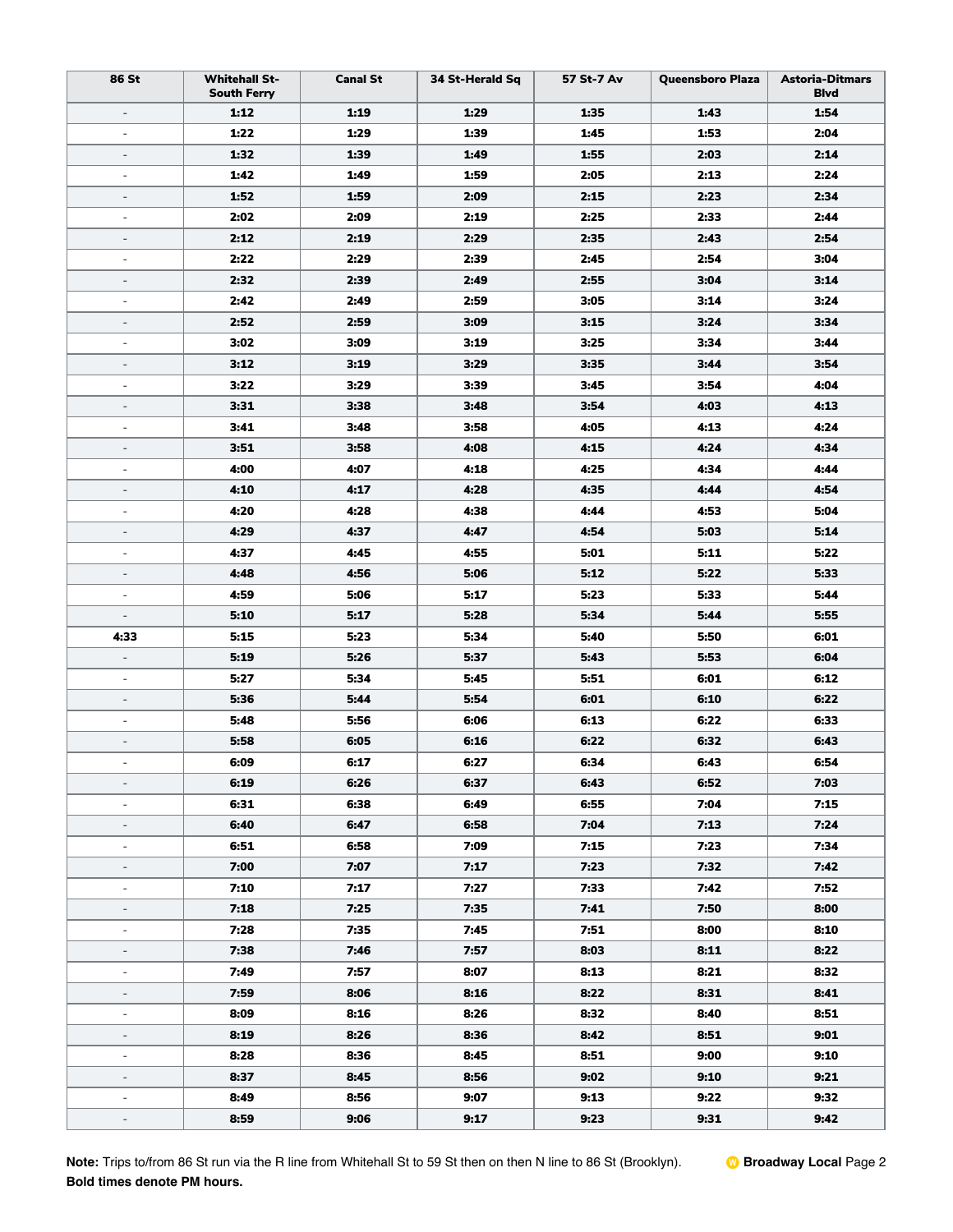| 86 St | Whitehall St-South Ferry | Canal St | 34 St-Herald Sq | 57 St-7 Av | Queensboro Plaza | Astoria-Ditmars Blvd |
|---|---|---|---|---|---|---|
| - | **1:12** | **1:19** | **1:29** | **1:35** | **1:43** | **1:54** |
| - | **1:22** | **1:29** | **1:39** | **1:45** | **1:53** | **2:04** |
| - | **1:32** | **1:39** | **1:49** | **1:55** | **2:03** | **2:14** |
| - | **1:42** | **1:49** | **1:59** | **2:05** | **2:13** | **2:24** |
| - | **1:52** | **1:59** | **2:09** | **2:15** | **2:23** | **2:34** |
| - | **2:02** | **2:09** | **2:19** | **2:25** | **2:33** | **2:44** |
| - | **2:12** | **2:19** | **2:29** | **2:35** | **2:43** | **2:54** |
| - | **2:22** | **2:29** | **2:39** | **2:45** | **2:54** | **3:04** |
| - | **2:32** | **2:39** | **2:49** | **2:55** | **3:04** | **3:14** |
| - | **2:42** | **2:49** | **2:59** | **3:05** | **3:14** | **3:24** |
| - | **2:52** | **2:59** | **3:09** | **3:15** | **3:24** | **3:34** |
| - | **3:02** | **3:09** | **3:19** | **3:25** | **3:34** | **3:44** |
| - | **3:12** | **3:19** | **3:29** | **3:35** | **3:44** | **3:54** |
| - | **3:22** | **3:29** | **3:39** | **3:45** | **3:54** | **4:04** |
| - | **3:31** | **3:38** | **3:48** | **3:54** | **4:03** | **4:13** |
| - | **3:41** | **3:48** | **3:58** | **4:05** | **4:13** | **4:24** |
| - | **3:51** | **3:58** | **4:08** | **4:15** | **4:24** | **4:34** |
| - | **4:00** | **4:07** | **4:18** | **4:25** | **4:34** | **4:44** |
| - | **4:10** | **4:17** | **4:28** | **4:35** | **4:44** | **4:54** |
| - | **4:20** | **4:28** | **4:38** | **4:44** | **4:53** | **5:04** |
| - | **4:29** | **4:37** | **4:47** | **4:54** | **5:03** | **5:14** |
| - | **4:37** | **4:45** | **4:55** | **5:01** | **5:11** | **5:22** |
| - | **4:48** | **4:56** | **5:06** | **5:12** | **5:22** | **5:33** |
| - | **4:59** | **5:06** | **5:17** | **5:23** | **5:33** | **5:44** |
| - | **5:10** | **5:17** | **5:28** | **5:34** | **5:44** | **5:55** |
| **4:33** | **5:15** | **5:23** | **5:34** | **5:40** | **5:50** | **6:01** |
| - | **5:19** | **5:26** | **5:37** | **5:43** | **5:53** | **6:04** |
| - | **5:27** | **5:34** | **5:45** | **5:51** | **6:01** | **6:12** |
| - | **5:36** | **5:44** | **5:54** | **6:01** | **6:10** | **6:22** |
| - | **5:48** | **5:56** | **6:06** | **6:13** | **6:22** | **6:33** |
| - | **5:58** | **6:05** | **6:16** | **6:22** | **6:32** | **6:43** |
| - | **6:09** | **6:17** | **6:27** | **6:34** | **6:43** | **6:54** |
| - | **6:19** | **6:26** | **6:37** | **6:43** | **6:52** | **7:03** |
| - | **6:31** | **6:38** | **6:49** | **6:55** | **7:04** | **7:15** |
| - | **6:40** | **6:47** | **6:58** | **7:04** | **7:13** | **7:24** |
| - | **6:51** | **6:58** | **7:09** | **7:15** | **7:23** | **7:34** |
| - | **7:00** | **7:07** | **7:17** | **7:23** | **7:32** | **7:42** |
| - | **7:10** | **7:17** | **7:27** | **7:33** | **7:42** | **7:52** |
| - | **7:18** | **7:25** | **7:35** | **7:41** | **7:50** | **8:00** |
| - | **7:28** | **7:35** | **7:45** | **7:51** | **8:00** | **8:10** |
| - | **7:38** | **7:46** | **7:57** | **8:03** | **8:11** | **8:22** |
| - | **7:49** | **7:57** | **8:07** | **8:13** | **8:21** | **8:32** |
| - | **7:59** | **8:06** | **8:16** | **8:22** | **8:31** | **8:41** |
| - | **8:09** | **8:16** | **8:26** | **8:32** | **8:40** | **8:51** |
| - | **8:19** | **8:26** | **8:36** | **8:42** | **8:51** | **9:01** |
| - | **8:28** | **8:36** | **8:45** | **8:51** | **9:00** | **9:10** |
| - | **8:37** | **8:45** | **8:56** | **9:02** | **9:10** | **9:21** |
| - | **8:49** | **8:56** | **9:07** | **9:13** | **9:22** | **9:32** |
| - | **8:59** | **9:06** | **9:17** | **9:23** | **9:31** | **9:42** |

**Note:** Trips to/from 86 St run via the R line from Whitehall St to 59 St then on then N line to 86 St (Brooklyn).
**Bold times denote PM hours.**

**Broadway Local**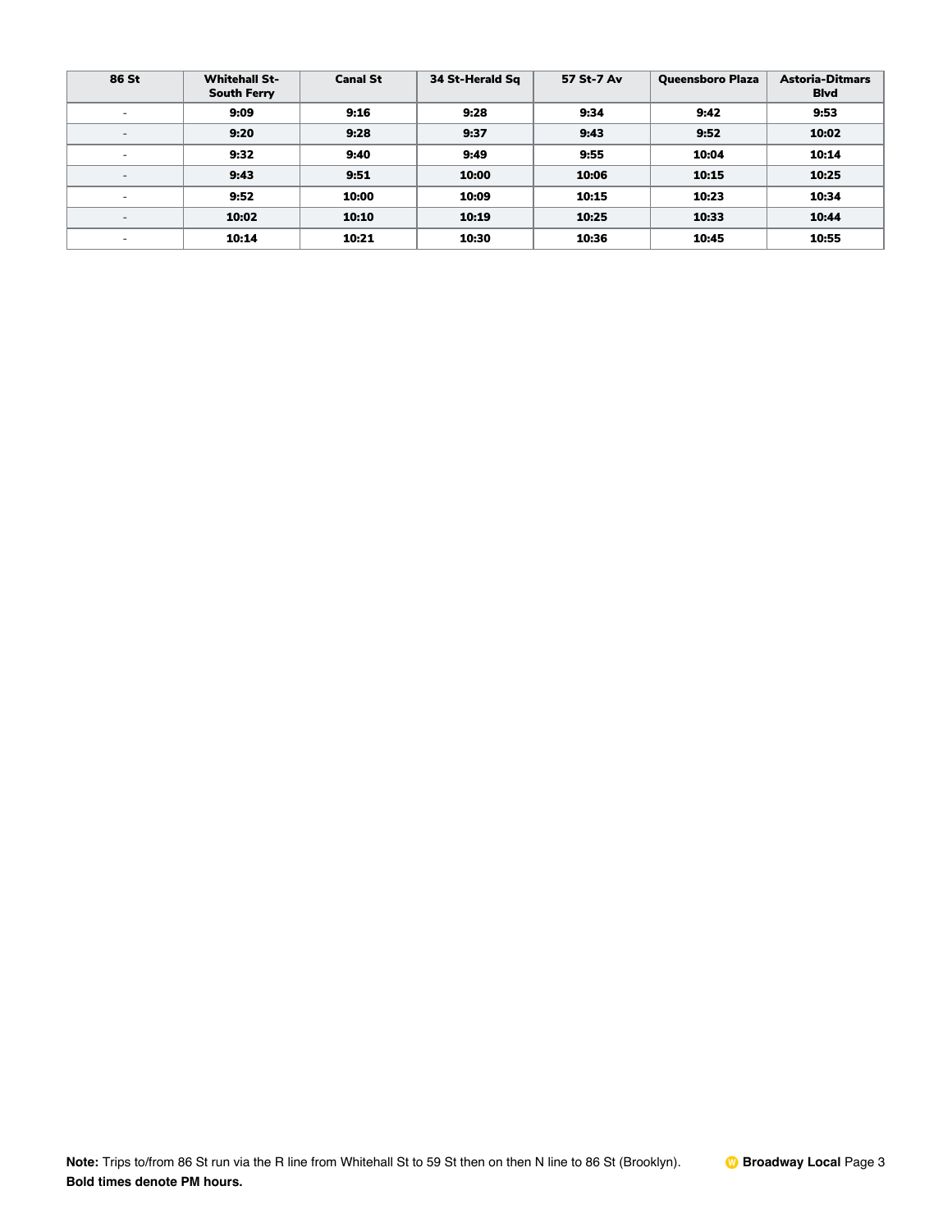| 86 St | Whitehall St-South Ferry | Canal St | 34 St-Herald Sq | 57 St-7 Av | Queensboro Plaza | Astoria-Ditmars Blvd |
|---|---|---|---|---|---|---|
| - | **9:09** | **9:16** | **9:28** | **9:34** | **9:42** | **9:53** |
| - | **9:20** | **9:28** | **9:37** | **9:43** | **9:52** | **10:02** |
| - | **9:32** | **9:40** | **9:49** | **9:55** | **10:04** | **10:14** |
| - | **9:43** | **9:51** | **10:00** | **10:06** | **10:15** | **10:25** |
| - | **9:52** | **10:00** | **10:09** | **10:15** | **10:23** | **10:34** |
| - | **10:02** | **10:10** | **10:19** | **10:25** | **10:33** | **10:44** |
| - | **10:14** | **10:21** | **10:30** | **10:36** | **10:45** | **10:55** |

**Note:** Trips to/from 86 St run via the R line from Whitehall St to 59 St then on then N line to 86 St (Brooklyn).
**Bold times denote PM hours.**

**Broadway Local**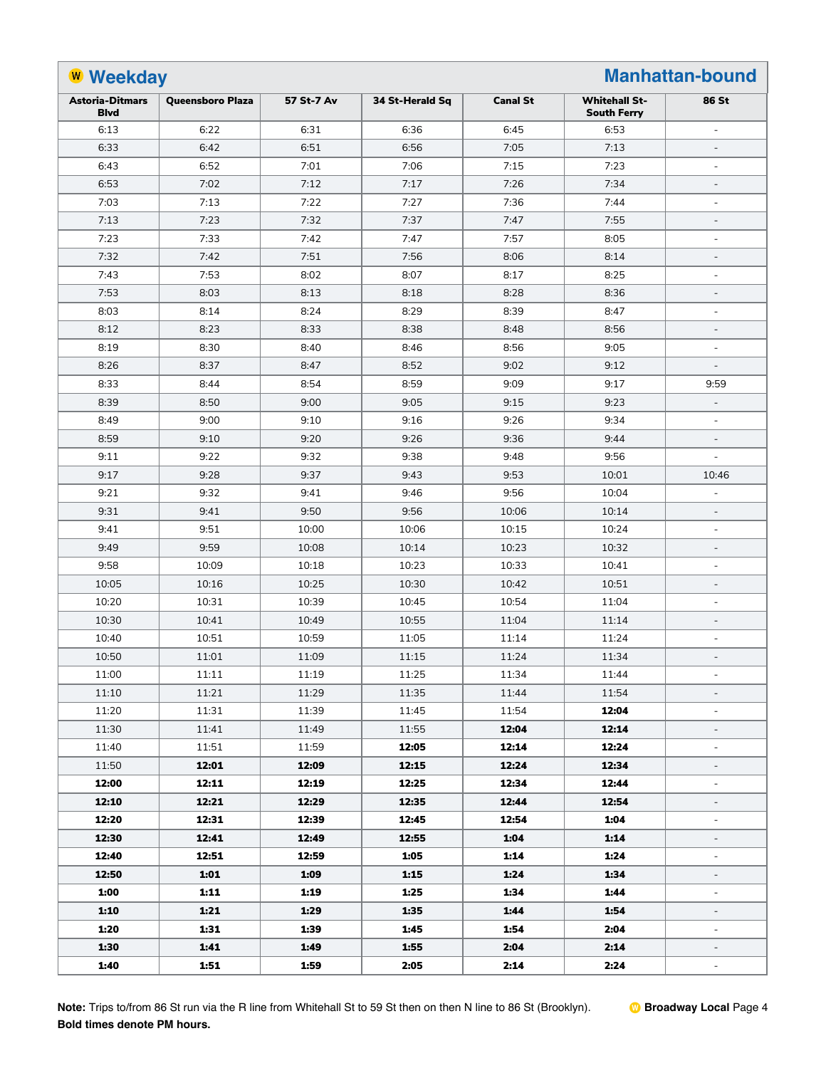## Ⓦ Weekday — Manhattan-bound

| Astoria-Ditmars Blvd | Queensboro Plaza | 57 St-7 Av | 34 St-Herald Sq | Canal St | Whitehall St-South Ferry | 86 St |
|---|---|---|---|---|---|---|
| 6:13 | 6:22 | 6:31 | 6:36 | 6:45 | 6:53 | - |
| 6:33 | 6:42 | 6:51 | 6:56 | 7:05 | 7:13 | - |
| 6:43 | 6:52 | 7:01 | 7:06 | 7:15 | 7:23 | - |
| 6:53 | 7:02 | 7:12 | 7:17 | 7:26 | 7:34 | - |
| 7:03 | 7:13 | 7:22 | 7:27 | 7:36 | 7:44 | - |
| 7:13 | 7:23 | 7:32 | 7:37 | 7:47 | 7:55 | - |
| 7:23 | 7:33 | 7:42 | 7:47 | 7:57 | 8:05 | - |
| 7:32 | 7:42 | 7:51 | 7:56 | 8:06 | 8:14 | - |
| 7:43 | 7:53 | 8:02 | 8:07 | 8:17 | 8:25 | - |
| 7:53 | 8:03 | 8:13 | 8:18 | 8:28 | 8:36 | - |
| 8:03 | 8:14 | 8:24 | 8:29 | 8:39 | 8:47 | - |
| 8:12 | 8:23 | 8:33 | 8:38 | 8:48 | 8:56 | - |
| 8:19 | 8:30 | 8:40 | 8:46 | 8:56 | 9:05 | - |
| 8:26 | 8:37 | 8:47 | 8:52 | 9:02 | 9:12 | - |
| 8:33 | 8:44 | 8:54 | 8:59 | 9:09 | 9:17 | 9:59 |
| 8:39 | 8:50 | 9:00 | 9:05 | 9:15 | 9:23 | - |
| 8:49 | 9:00 | 9:10 | 9:16 | 9:26 | 9:34 | - |
| 8:59 | 9:10 | 9:20 | 9:26 | 9:36 | 9:44 | - |
| 9:11 | 9:22 | 9:32 | 9:38 | 9:48 | 9:56 | - |
| 9:17 | 9:28 | 9:37 | 9:43 | 9:53 | 10:01 | 10:46 |
| 9:21 | 9:32 | 9:41 | 9:46 | 9:56 | 10:04 | - |
| 9:31 | 9:41 | 9:50 | 9:56 | 10:06 | 10:14 | - |
| 9:41 | 9:51 | 10:00 | 10:06 | 10:15 | 10:24 | - |
| 9:49 | 9:59 | 10:08 | 10:14 | 10:23 | 10:32 | - |
| 9:58 | 10:09 | 10:18 | 10:23 | 10:33 | 10:41 | - |
| 10:05 | 10:16 | 10:25 | 10:30 | 10:42 | 10:51 | - |
| 10:20 | 10:31 | 10:39 | 10:45 | 10:54 | 11:04 | - |
| 10:30 | 10:41 | 10:49 | 10:55 | 11:04 | 11:14 | - |
| 10:40 | 10:51 | 10:59 | 11:05 | 11:14 | 11:24 | - |
| 10:50 | 11:01 | 11:09 | 11:15 | 11:24 | 11:34 | - |
| 11:00 | 11:11 | 11:19 | 11:25 | 11:34 | 11:44 | - |
| 11:10 | 11:21 | 11:29 | 11:35 | 11:44 | 11:54 | - |
| 11:20 | 11:31 | 11:39 | 11:45 | 11:54 | **12:04** | - |
| 11:30 | 11:41 | 11:49 | 11:55 | **12:04** | **12:14** | - |
| 11:40 | 11:51 | 11:59 | **12:05** | **12:14** | **12:24** | - |
| 11:50 | **12:01** | **12:09** | **12:15** | **12:24** | **12:34** | - |
| **12:00** | **12:11** | **12:19** | **12:25** | **12:34** | **12:44** | - |
| **12:10** | **12:21** | **12:29** | **12:35** | **12:44** | **12:54** | - |
| **12:20** | **12:31** | **12:39** | **12:45** | **12:54** | **1:04** | - |
| **12:30** | **12:41** | **12:49** | **12:55** | **1:04** | **1:14** | - |
| **12:40** | **12:51** | **12:59** | **1:05** | **1:14** | **1:24** | - |
| **12:50** | **1:01** | **1:09** | **1:15** | **1:24** | **1:34** | - |
| **1:00** | **1:11** | **1:19** | **1:25** | **1:34** | **1:44** | - |
| **1:10** | **1:21** | **1:29** | **1:35** | **1:44** | **1:54** | - |
| **1:20** | **1:31** | **1:39** | **1:45** | **1:54** | **2:04** | - |
| **1:30** | **1:41** | **1:49** | **1:55** | **2:04** | **2:14** | - |
| **1:40** | **1:51** | **1:59** | **2:05** | **2:14** | **2:24** | - |

**Note:** Trips to/from 86 St run via the R line from Whitehall St to 59 St then on then N line to 86 St (Brooklyn).
**Bold times denote PM hours.**

Ⓦ **Broadway Local**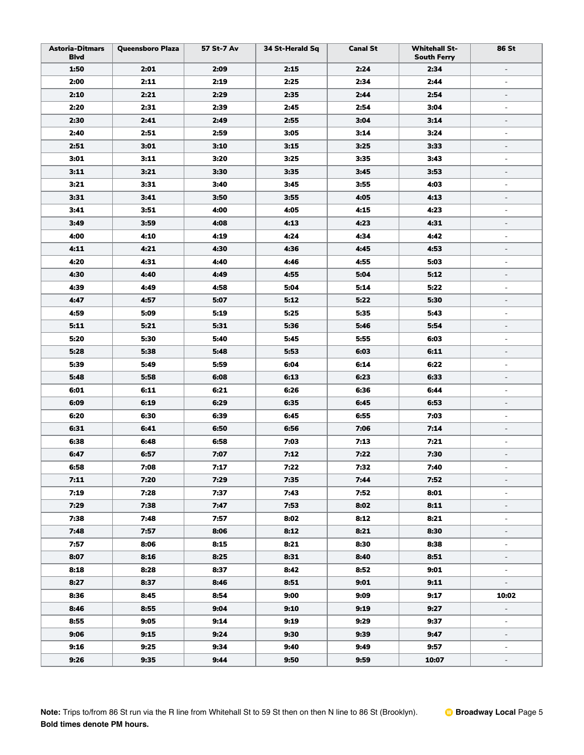| Astoria-Ditmars Blvd | Queensboro Plaza | 57 St-7 Av | 34 St-Herald Sq | Canal St | Whitehall St-South Ferry | 86 St |
|---|---|---|---|---|---|---|
| **1:50** | **2:01** | **2:09** | **2:15** | **2:24** | **2:34** | - |
| **2:00** | **2:11** | **2:19** | **2:25** | **2:34** | **2:44** | - |
| **2:10** | **2:21** | **2:29** | **2:35** | **2:44** | **2:54** | - |
| **2:20** | **2:31** | **2:39** | **2:45** | **2:54** | **3:04** | - |
| **2:30** | **2:41** | **2:49** | **2:55** | **3:04** | **3:14** | - |
| **2:40** | **2:51** | **2:59** | **3:05** | **3:14** | **3:24** | - |
| **2:51** | **3:01** | **3:10** | **3:15** | **3:25** | **3:33** | - |
| **3:01** | **3:11** | **3:20** | **3:25** | **3:35** | **3:43** | - |
| **3:11** | **3:21** | **3:30** | **3:35** | **3:45** | **3:53** | - |
| **3:21** | **3:31** | **3:40** | **3:45** | **3:55** | **4:03** | - |
| **3:31** | **3:41** | **3:50** | **3:55** | **4:05** | **4:13** | - |
| **3:41** | **3:51** | **4:00** | **4:05** | **4:15** | **4:23** | - |
| **3:49** | **3:59** | **4:08** | **4:13** | **4:23** | **4:31** | - |
| **4:00** | **4:10** | **4:19** | **4:24** | **4:34** | **4:42** | - |
| **4:11** | **4:21** | **4:30** | **4:36** | **4:45** | **4:53** | - |
| **4:20** | **4:31** | **4:40** | **4:46** | **4:55** | **5:03** | - |
| **4:30** | **4:40** | **4:49** | **4:55** | **5:04** | **5:12** | - |
| **4:39** | **4:49** | **4:58** | **5:04** | **5:14** | **5:22** | - |
| **4:47** | **4:57** | **5:07** | **5:12** | **5:22** | **5:30** | - |
| **4:59** | **5:09** | **5:19** | **5:25** | **5:35** | **5:43** | - |
| **5:11** | **5:21** | **5:31** | **5:36** | **5:46** | **5:54** | - |
| **5:20** | **5:30** | **5:40** | **5:45** | **5:55** | **6:03** | - |
| **5:28** | **5:38** | **5:48** | **5:53** | **6:03** | **6:11** | - |
| **5:39** | **5:49** | **5:59** | **6:04** | **6:14** | **6:22** | - |
| **5:48** | **5:58** | **6:08** | **6:13** | **6:23** | **6:33** | - |
| **6:01** | **6:11** | **6:21** | **6:26** | **6:36** | **6:44** | - |
| **6:09** | **6:19** | **6:29** | **6:35** | **6:45** | **6:53** | - |
| **6:20** | **6:30** | **6:39** | **6:45** | **6:55** | **7:03** | - |
| **6:31** | **6:41** | **6:50** | **6:56** | **7:06** | **7:14** | - |
| **6:38** | **6:48** | **6:58** | **7:03** | **7:13** | **7:21** | - |
| **6:47** | **6:57** | **7:07** | **7:12** | **7:22** | **7:30** | - |
| **6:58** | **7:08** | **7:17** | **7:22** | **7:32** | **7:40** | - |
| **7:11** | **7:20** | **7:29** | **7:35** | **7:44** | **7:52** | - |
| **7:19** | **7:28** | **7:37** | **7:43** | **7:52** | **8:01** | - |
| **7:29** | **7:38** | **7:47** | **7:53** | **8:02** | **8:11** | - |
| **7:38** | **7:48** | **7:57** | **8:02** | **8:12** | **8:21** | - |
| **7:48** | **7:57** | **8:06** | **8:12** | **8:21** | **8:30** | - |
| **7:57** | **8:06** | **8:15** | **8:21** | **8:30** | **8:38** | - |
| **8:07** | **8:16** | **8:25** | **8:31** | **8:40** | **8:51** | - |
| **8:18** | **8:28** | **8:37** | **8:42** | **8:52** | **9:01** | - |
| **8:27** | **8:37** | **8:46** | **8:51** | **9:01** | **9:11** | - |
| **8:36** | **8:45** | **8:54** | **9:00** | **9:09** | **9:17** | **10:02** |
| **8:46** | **8:55** | **9:04** | **9:10** | **9:19** | **9:27** | - |
| **8:55** | **9:05** | **9:14** | **9:19** | **9:29** | **9:37** | - |
| **9:06** | **9:15** | **9:24** | **9:30** | **9:39** | **9:47** | - |
| **9:16** | **9:25** | **9:34** | **9:40** | **9:49** | **9:57** | - |
| **9:26** | **9:35** | **9:44** | **9:50** | **9:59** | **10:07** | - |

**Note:** Trips to/from 86 St run via the R line from Whitehall St to 59 St then on then N line to 86 St (Brooklyn).
**Bold times denote PM hours.**

**Broadway Local**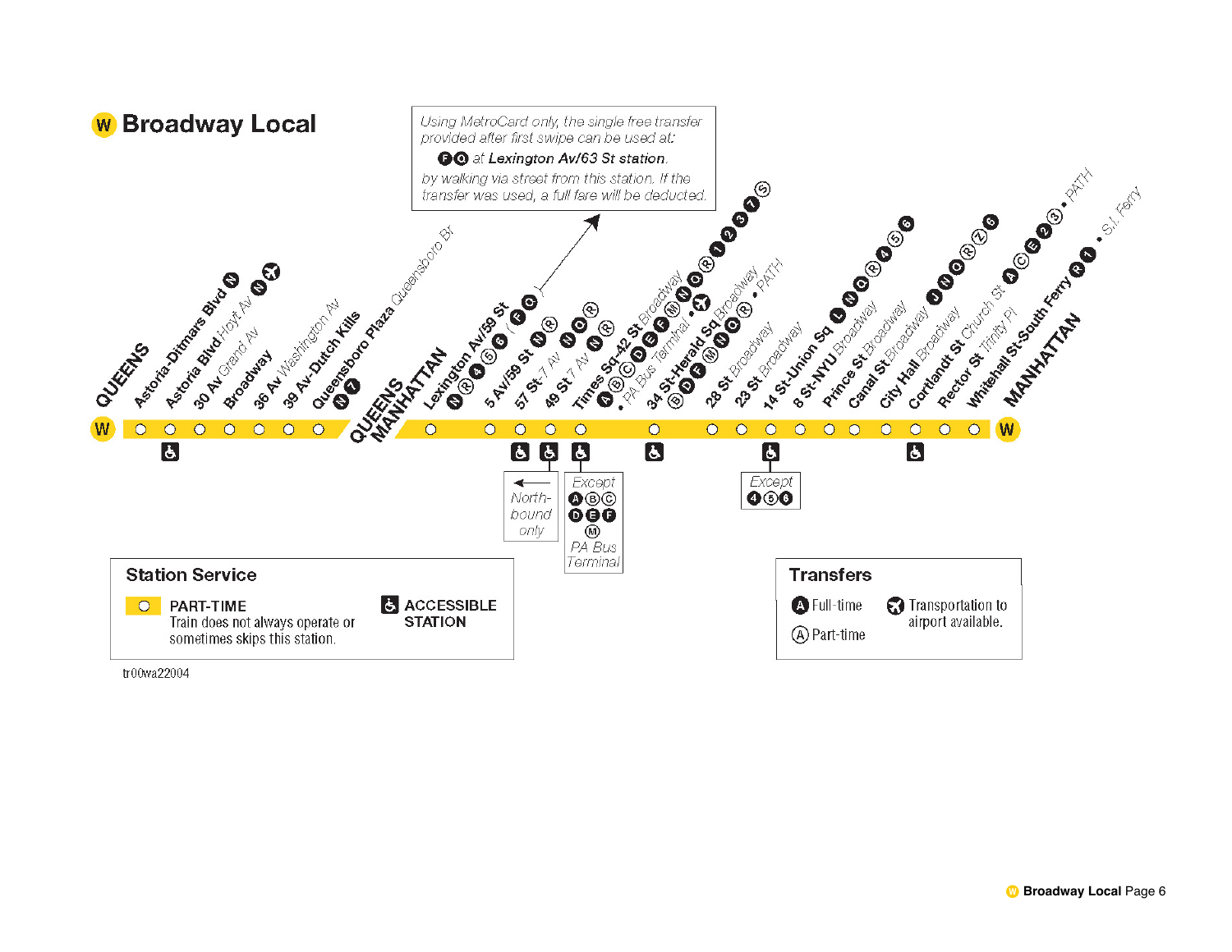# W Broadway Local

> *Using MetroCard only, the single free transfer provided after first swipe can be used at:*
>
> **F Q** *at* ***Lexington Av/63 St station.***
>
> *by walking via street from this station. If the transfer was used, a full fare will be deducted.*

## QUEENS

| Station | Cross street | Transfers | Accessible | Notes |
|---|---|---|---|---|
| Astoria-Ditmars Blvd | | N | | |
| Astoria Blvd | Hoyt Av | N, Airport | Yes | |
| 30 Av | Grand Av | | | |
| Broadway | | | | |
| 36 Av | Washington Av | | | |
| 39 Av-Dutch Kills | | | | |
| Queensboro Plaza | Queensboro Br | N, 7 | | |

## QUEENS / MANHATTAN

| Station | Cross street | Transfers | Accessible | Notes |
|---|---|---|---|---|
| Lexington Av/59 St | | N, R, 4, 5, 6 (F, Q) | | |
| 5 Av/59 St | | N, R | | |
| 57 St-7 Av | | N, Q, R | Yes | |
| 49 St | 7 Av | N, Q, R | Yes | Northbound only |
| Times Sq-42 St | Broadway | A, B, C, D, E, F, M, N, Q, R, 1, 2, 3, 7, S • PA Bus Terminal | Yes | Except A, B, C, D, E, F, M, PA Bus Terminal |
| 34 St-Herald Sq | Broadway | B, D, F, M, N, Q, R • PATH | Yes | |
| 28 St | Broadway | | | |
| 23 St | Broadway | | | |
| 14 St-Union Sq | | L, N, Q, R, 4, 5, 6 | Yes | Except 4, 5, 6 |
| 8 St-NYU | Broadway | | | |
| Prince St | Broadway | | | |
| Canal St | Broadway | J, N, Q, R, Z, 6 | | |
| City Hall | Broadway | | | |
| Cortlandt St | Church St | A, C, E, 2, 3 • PATH | Yes | |
| Rector St | Trinity Pl | | | |
| Whitehall St-South Ferry | | R, 1 • S.I. Ferry | | |

## MANHATTAN

### Station Service

- PART-TIME: Train does not always operate or sometimes skips this station.
- ACCESSIBLE STATION

### Transfers

- **A** Full-time
- (A) Part-time
- Transportation to airport available.

tr00wa22004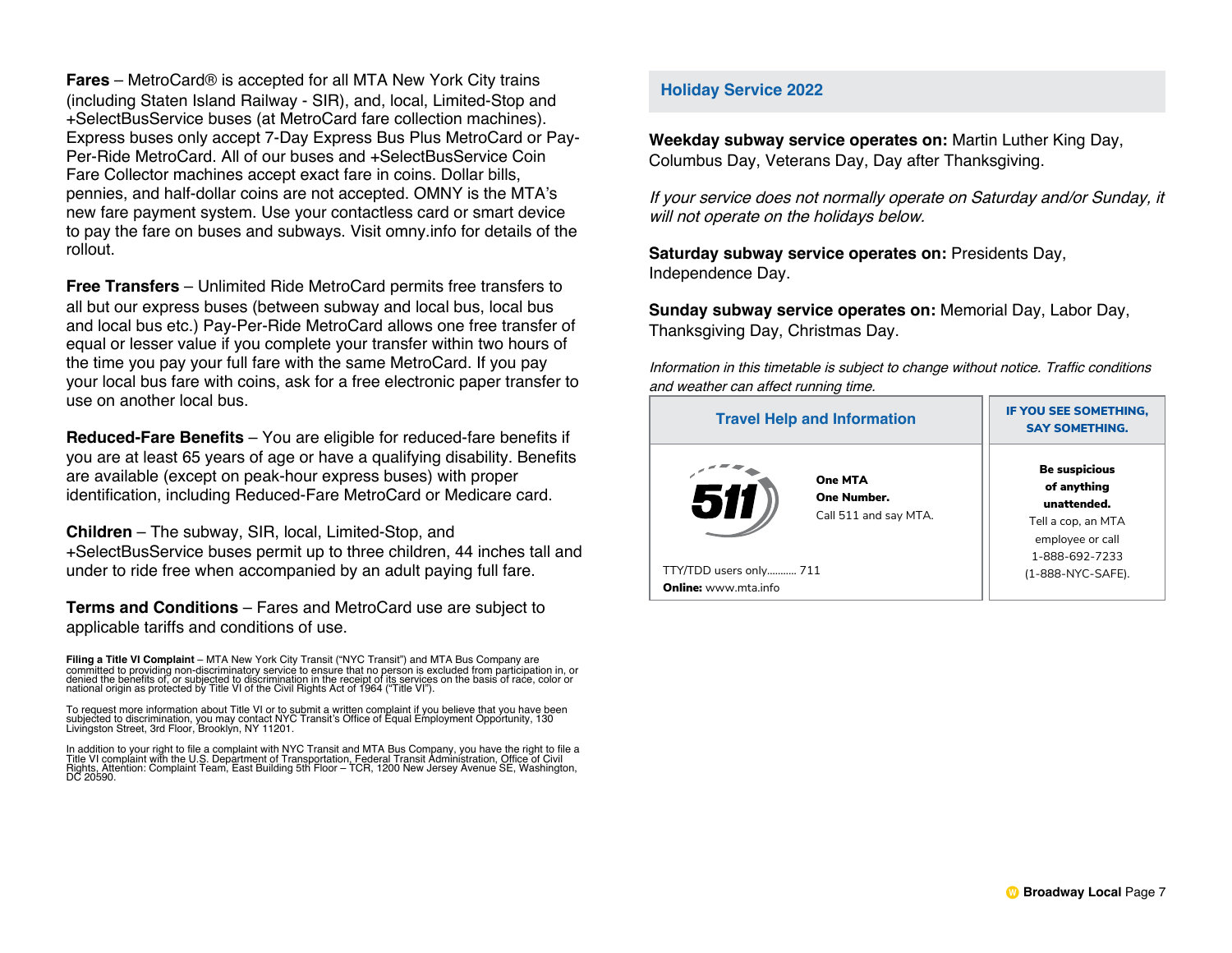**Fares** – MetroCard® is accepted for all MTA New York City trains (including Staten Island Railway - SIR), and, local, Limited-Stop and +SelectBusService buses (at MetroCard fare collection machines). Express buses only accept 7-Day Express Bus Plus MetroCard or Pay-Per-Ride MetroCard. All of our buses and +SelectBusService Coin Fare Collector machines accept exact fare in coins. Dollar bills, pennies, and half-dollar coins are not accepted. OMNY is the MTA's new fare payment system. Use your contactless card or smart device to pay the fare on buses and subways. Visit omny.info for details of the rollout.

**Free Transfers** – Unlimited Ride MetroCard permits free transfers to all but our express buses (between subway and local bus, local bus and local bus etc.) Pay-Per-Ride MetroCard allows one free transfer of equal or lesser value if you complete your transfer within two hours of the time you pay your full fare with the same MetroCard. If you pay your local bus fare with coins, ask for a free electronic paper transfer to use on another local bus.

**Reduced-Fare Benefits** – You are eligible for reduced-fare benefits if you are at least 65 years of age or have a qualifying disability. Benefits are available (except on peak-hour express buses) with proper identification, including Reduced-Fare MetroCard or Medicare card.

**Children** – The subway, SIR, local, Limited-Stop, and +SelectBusService buses permit up to three children, 44 inches tall and under to ride free when accompanied by an adult paying full fare.

**Terms and Conditions** – Fares and MetroCard use are subject to applicable tariffs and conditions of use.

**Filing a Title VI Complaint** – MTA New York City Transit ("NYC Transit") and MTA Bus Company are committed to providing non-discriminatory service to ensure that no person is excluded from participation in, or denied the benefits of, or subjected to discrimination in the receipt of its services on the basis of race, color or national origin as protected by Title VI of the Civil Rights Act of 1964 ("Title VI").

To request more information about Title VI or to submit a written complaint if you believe that you have been subjected to discrimination, you may contact NYC Transit's Office of Equal Employment Opportunity, 130 Livingston Street, 3rd Floor, Brooklyn, NY 11201.

In addition to your right to file a complaint with NYC Transit and MTA Bus Company, you have the right to file a Title VI complaint with the U.S. Department of Transportation, Federal Transit Administration, Office of Civil Rights, Attention: Complaint Team, East Building 5th Floor – TCR, 1200 New Jersey Avenue SE, Washington, DC 20590.

## Holiday Service 2022

**Weekday subway service operates on:** Martin Luther King Day, Columbus Day, Veterans Day, Day after Thanksgiving.

*If your service does not normally operate on Saturday and/or Sunday, it will not operate on the holidays below.*

**Saturday subway service operates on:** Presidents Day, Independence Day.

**Sunday subway service operates on:** Memorial Day, Labor Day, Thanksgiving Day, Christmas Day.

*Information in this timetable is subject to change without notice. Traffic conditions and weather can affect running time.*

### Travel Help and Information

511

**One MTA**
**One Number.**
Call 511 and say MTA.

TTY/TDD users only........... 711
**Online:** www.mta.info

### IF YOU SEE SOMETHING, SAY SOMETHING.

**Be suspicious of anything unattended.**
Tell a cop, an MTA employee or call 1-888-692-7233 (1-888-NYC-SAFE).